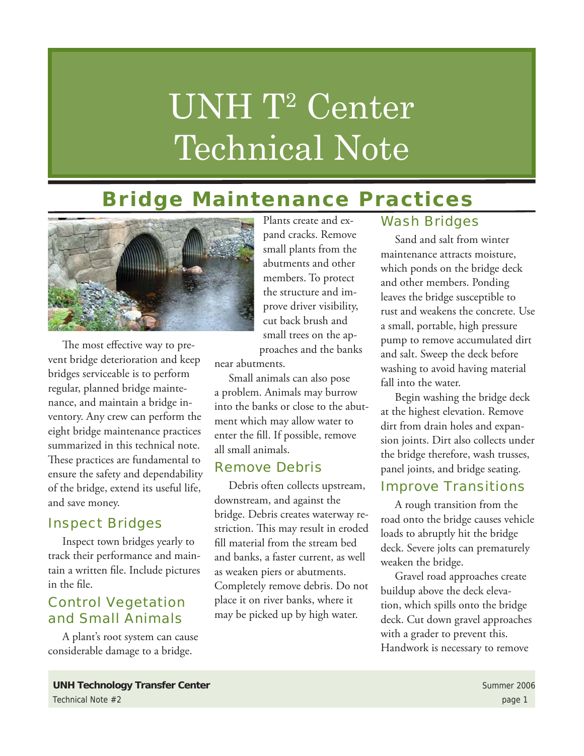# UNH T² Center Technical Note

## Bridge Maintenance Practices

The most effective way to prevent bridge deterioration and keep bridges serviceable is to perform regular, planned bridge maintenance, and maintain a bridge inventory. Any crew can perform the eight bridge maintenance practices summarized in this technical note. These practices are fundamental to ensure the safety and dependability of the bridge, extend its useful life, and save money.

### Inspect Bridges

Inspect town bridges yearly to track their performance and maintain a written file. Include pictures in the file.

### Control Vegetation and Small Animals

A plant's root system can cause considerable damage to a bridge. Plants create and expand cracks. Remove small plants from the abutments and other members. To protect the structure and improve driver visibility, cut back brush and small trees on the approaches and the banks near abutments.

Small animals can also pose a problem. Animals may burrow into the banks or close to the abutment which may allow water to enter the fill. If possible, remove all small animals.

### Remove Debris

Debris often collects upstream, downstream, and against the bridge. Debris creates waterway restriction. This may result in eroded fill material from the stream bed and banks, a faster current, as well as weaken piers or abutments. Completely remove debris. Do not place it on river banks, where it may be picked up by high water.

### Wash Bridges

Sand and salt from winter maintenance attracts moisture, which ponds on the bridge deck and other members. Ponding leaves the bridge susceptible to rust and weakens the concrete. Use a small, portable, high pressure pump to remove accumulated dirt and salt. Sweep the deck before washing to avoid having material fall into the water.

Begin washing the bridge deck at the highest elevation. Remove dirt from drain holes and expansion joints. Dirt also collects under the bridge therefore, wash trusses, panel joints, and bridge seating.

### Improve Transitions

A rough transition from the road onto the bridge causes vehicle loads to abruptly hit the bridge deck. Severe jolts can prematurely weaken the bridge.

Gravel road approaches create buildup above the deck elevation, which spills onto the bridge deck. Cut down gravel approaches with a grader to prevent this. Handwork is necessary to remove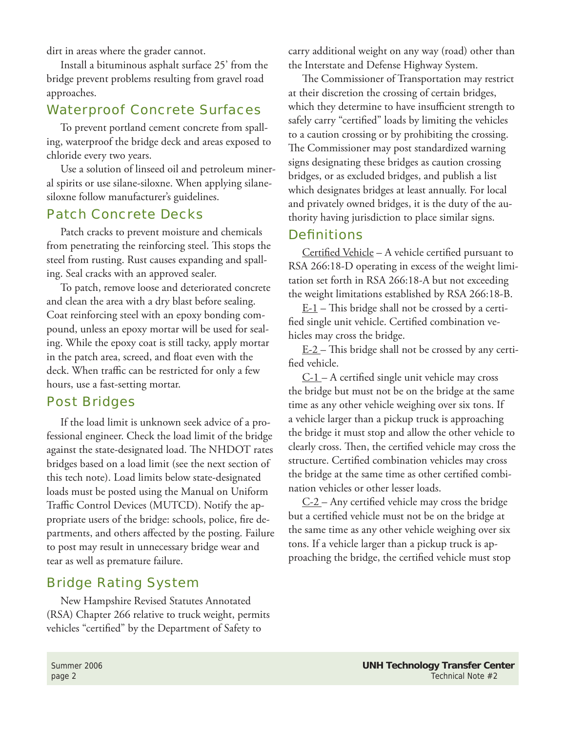dirt in areas where the grader cannot.

Install a bituminous asphalt surface 25' from the bridge prevent problems resulting from gravel road approaches.

## Waterproof Concrete Surfaces

To prevent portland cement concrete from spalling, waterproof the bridge deck and areas exposed to chloride every two years.

Use a solution of linseed oil and petroleum mineral spirits or use silane-siloxne. When applying silane-siloxne follow manufacturer's guidelines.

## Patch Concrete Decks

Patch cracks to prevent moisture and chemicals from penetrating the reinforcing steel. This stops the steel from rusting. Rust causes expanding and spalling. Seal cracks with an approved sealer.

To patch, remove loose and deteriorated concrete and clean the area with a dry blast before sealing. Coat reinforcing steel with an epoxy bonding compound, unless an epoxy mortar will be used for sealing. While the epoxy coat is still tacky, apply mortar in the patch area, screed, and float even with the deck. When traffic can be restricted for only a few hours, use a fast-setting mortar.

## Post Bridges

If the load limit is unknown seek advice of a professional engineer. Check the load limit of the bridge against the state-designated load. The NHDOT rates bridges based on a load limit (see the next section of this tech note). Load limits below state-designated loads must be posted using the Manual on Uniform Traffic Control Devices (MUTCD). Notify the appropriate users of the bridge: schools, police, fire departments, and others affected by the posting. Failure to post may result in unnecessary bridge wear and tear as well as premature failure.

## Bridge Rating System

New Hampshire Revised Statutes Annotated (RSA) Chapter 266 relative to truck weight, permits vehicles "certified" by the Department of Safety to carry additional weight on any way (road) other than the Interstate and Defense Highway System.

The Commissioner of Transportation may restrict at their discretion the crossing of certain bridges, which they determine to have insufficient strength to safely carry "certified" loads by limiting the vehicles to a caution crossing or by prohibiting the crossing. The Commissioner may post standardized warning signs designating these bridges as caution crossing bridges, or as excluded bridges, and publish a list which designates bridges at least annually. For local and privately owned bridges, it is the duty of the authority having jurisdiction to place similar signs.

## Definitions

Certified Vehicle – A vehicle certified pursuant to RSA 266:18-D operating in excess of the weight limitation set forth in RSA 266:18-A but not exceeding the weight limitations established by RSA 266:18-B.

E-1 – This bridge shall not be crossed by a certified single unit vehicle. Certified combination vehicles may cross the bridge.

E-2 – This bridge shall not be crossed by any certified vehicle.

C-1 – A certified single unit vehicle may cross the bridge but must not be on the bridge at the same time as any other vehicle weighing over six tons. If a vehicle larger than a pickup truck is approaching the bridge it must stop and allow the other vehicle to clearly cross. Then, the certified vehicle may cross the structure. Certified combination vehicles may cross the bridge at the same time as other certified combination vehicles or other lesser loads.

C-2 – Any certified vehicle may cross the bridge but a certified vehicle must not be on the bridge at the same time as any other vehicle weighing over six tons. If a vehicle larger than a pickup truck is approaching the bridge, the certified vehicle must stop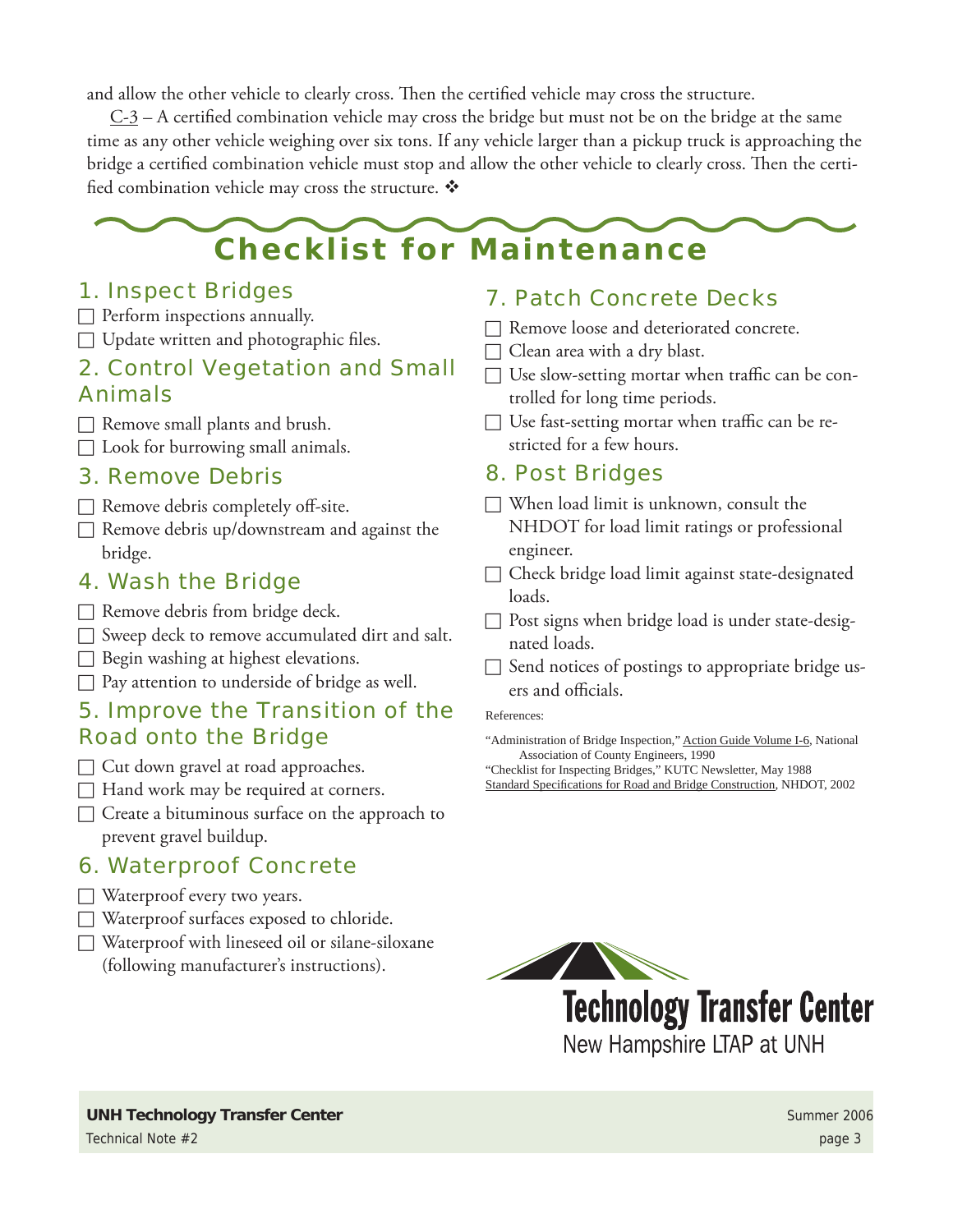and allow the other vehicle to clearly cross. Then the certified vehicle may cross the structure.

C-3 – A certified combination vehicle may cross the bridge but must not be on the bridge at the same time as any other vehicle weighing over six tons. If any vehicle larger than a pickup truck is approaching the bridge a certified combination vehicle must stop and allow the other vehicle to clearly cross. Then the certified combination vehicle may cross the structure. ❖

# Checklist for Maintenance

## 1. Inspect Bridges

- ☐ Perform inspections annually.
- ☐ Update written and photographic files.

## 2. Control Vegetation and Small Animals

- ☐ Remove small plants and brush.
- ☐ Look for burrowing small animals.

## 3. Remove Debris

- ☐ Remove debris completely off-site.
- ☐ Remove debris up/downstream and against the bridge.

## 4. Wash the Bridge

- ☐ Remove debris from bridge deck.
- ☐ Sweep deck to remove accumulated dirt and salt.
- ☐ Begin washing at highest elevations.
- ☐ Pay attention to underside of bridge as well.

## 5. Improve the Transition of the Road onto the Bridge

- ☐ Cut down gravel at road approaches.
- ☐ Hand work may be required at corners.
- ☐ Create a bituminous surface on the approach to prevent gravel buildup.

## 6. Waterproof Concrete

- ☐ Waterproof every two years.
- ☐ Waterproof surfaces exposed to chloride.
- ☐ Waterproof with lineseed oil or silane-siloxane (following manufacturer's instructions).

## 7. Patch Concrete Decks

- ☐ Remove loose and deteriorated concrete.
- ☐ Clean area with a dry blast.
- ☐ Use slow-setting mortar when traffic can be controlled for long time periods.
- ☐ Use fast-setting mortar when traffic can be restricted for a few hours.

## 8. Post Bridges

- ☐ When load limit is unknown, consult the NHDOT for load limit ratings or professional engineer.
- ☐ Check bridge load limit against state-designated loads.
- ☐ Post signs when bridge load is under state-designated loads.
- ☐ Send notices of postings to appropriate bridge users and officials.

References:

"Administration of Bridge Inspection," Action Guide Volume I-6, National Association of County Engineers, 1990

"Checklist for Inspecting Bridges," KUTC Newsletter, May 1988

Standard Specifications for Road and Bridge Construction, NHDOT, 2002

**Technology Transfer Center**
New Hampshire LTAP at UNH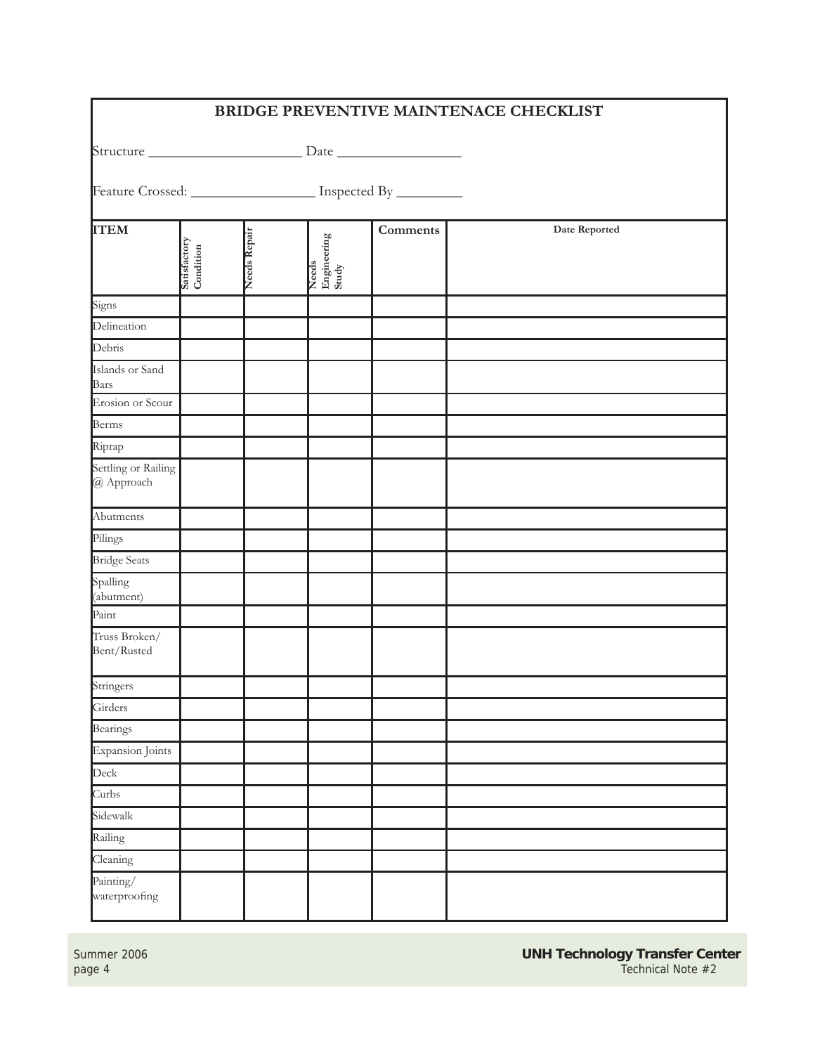# BRIDGE PREVENTIVE MAINTENACE CHECKLIST

Structure ____________________ Date ________________

Feature Crossed: ________________ Inspected By _________

| ITEM | Satisfactory Condition | Needs Repair | Needs Engineering Study | Comments | Date Reported |
|---|---|---|---|---|---|
| Signs | | | | | |
| Delineation | | | | | |
| Debris | | | | | |
| Islands or Sand Bars | | | | | |
| Erosion or Scour | | | | | |
| Berms | | | | | |
| Riprap | | | | | |
| Settling or Railing @ Approach | | | | | |
| Abutments | | | | | |
| Pilings | | | | | |
| Bridge Seats | | | | | |
| Spalling (abutment) | | | | | |
| Paint | | | | | |
| Truss Broken/ Bent/Rusted | | | | | |
| Stringers | | | | | |
| Girders | | | | | |
| Bearings | | | | | |
| Expansion Joints | | | | | |
| Deck | | | | | |
| Curbs | | | | | |
| Sidewalk | | | | | |
| Railing | | | | | |
| Cleaning | | | | | |
| Painting/ waterproofing | | | | | |